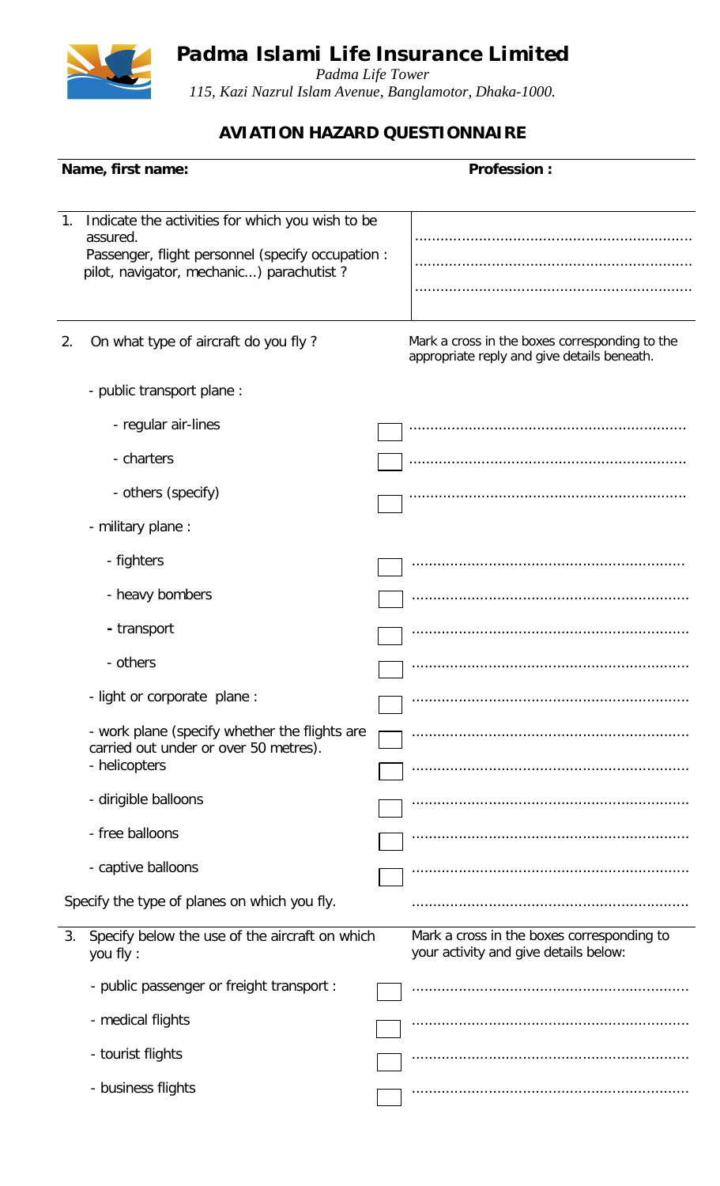# Padma Islami Life Insurance Limited

*Padma Life Tower*
*115, Kazi Nazrul Islam Avenue, Banglamotor, Dhaka-1000.*

## AVIATION HAZARD QUESTIONNAIRE

**Name, first name:** **Profession :**

1. Indicate the activities for which you wish to be assured.
   Passenger, flight personnel (specify occupation : pilot, navigator, mechanic...) parachutist ?

   ................................................................
   ................................................................
   ................................................................

2. On what type of aircraft do you fly ?

   Mark a cross in the boxes corresponding to the appropriate reply and give details beneath.

   - public transport plane :
     - regular air-lines ☐ ................................................................
     - charters ☐ ................................................................
     - others (specify) ☐ ................................................................
   - military plane :
     - fighters ☐ ................................................................
     - heavy bombers ☐ ................................................................
     - transport ☐ ................................................................
     - others ☐ ................................................................
   - light or corporate plane : ☐ ................................................................
   - work plane (specify whether the flights are carried out under or over 50 metres). ☐ ................................................................
   - helicopters ☐ ................................................................
   - dirigible balloons ☐ ................................................................
   - free balloons ☐ ................................................................
   - captive balloons ☐ ................................................................

   Specify the type of planes on which you fly. ................................................................

3. Specify below the use of the aircraft on which you fly :

   Mark a cross in the boxes corresponding to your activity and give details below:

   - public passenger or freight transport : ☐ ................................................................
   - medical flights ☐ ................................................................
   - tourist flights ☐ ................................................................
   - business flights ☐ ................................................................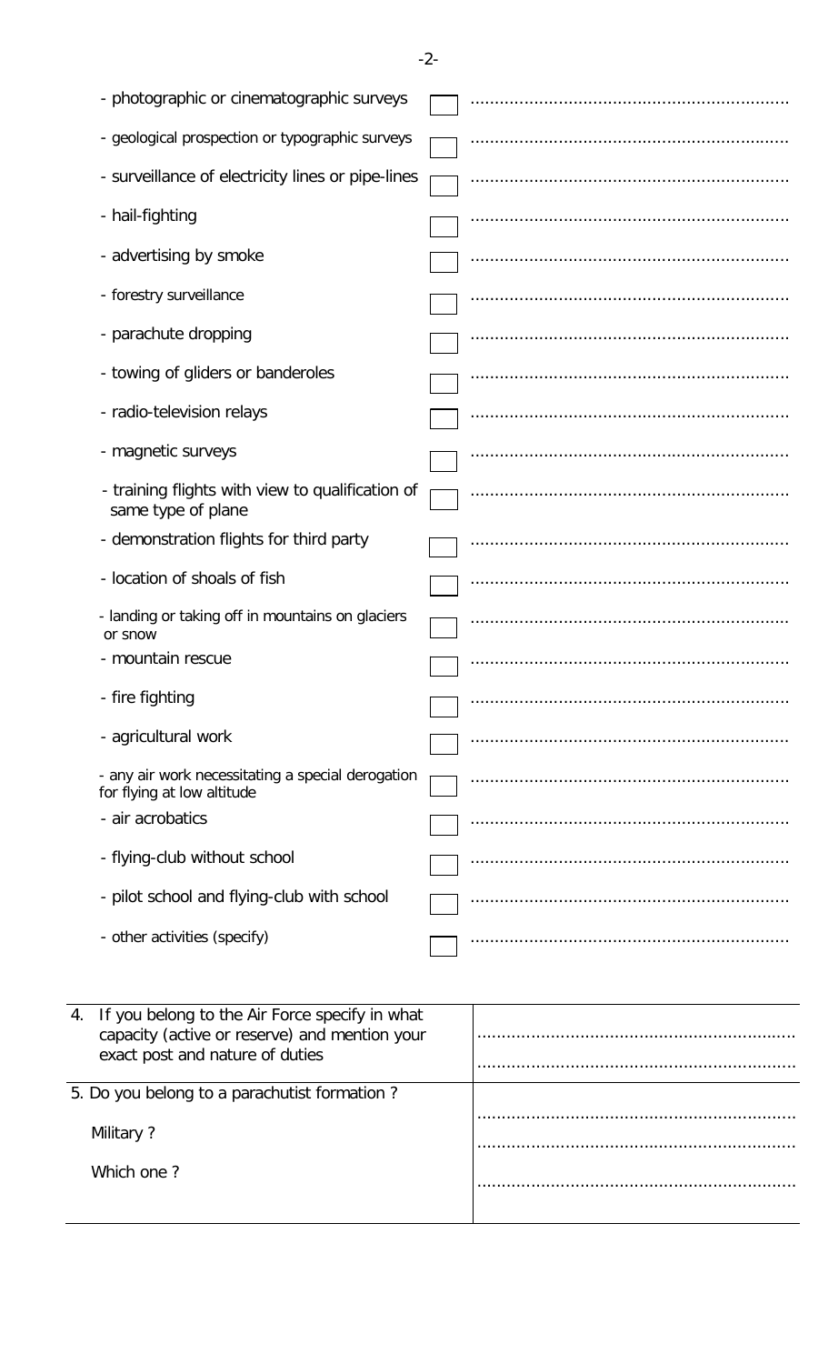- photographic or cinematographic surveys ☐ ..........................................................
- geological prospection or typographic surveys ☐ ..........................................................
- surveillance of electricity lines or pipe-lines ☐ ..........................................................
- hail-fighting ☐ ..........................................................
- advertising by smoke ☐ ..........................................................
- forestry surveillance ☐ ..........................................................
- parachute dropping ☐ ..........................................................
- towing of gliders or banderoles ☐ ..........................................................
- radio-television relays ☐ ..........................................................
- magnetic surveys ☐ ..........................................................
- training flights with view to qualification of same type of plane ☐ ..........................................................
- demonstration flights for third party ☐ ..........................................................
- location of shoals of fish ☐ ..........................................................
- landing or taking off in mountains on glaciers or snow ☐ ..........................................................
- mountain rescue ☐ ..........................................................
- fire fighting ☐ ..........................................................
- agricultural work ☐ ..........................................................
- any air work necessitating a special derogation for flying at low altitude ☐ ..........................................................
- air acrobatics ☐ ..........................................................
- flying-club without school ☐ ..........................................................
- pilot school and flying-club with school ☐ ..........................................................
- other activities (specify) ☐ ..........................................................

| | |
|---|---|
| 4. If you belong to the Air Force specify in what capacity (active or reserve) and mention your exact post and nature of duties | .......................................................... <br> .......................................................... |
| 5. Do you belong to a parachutist formation ? <br> Military ? <br> Which one ? | .......................................................... <br> .......................................................... <br> .......................................................... |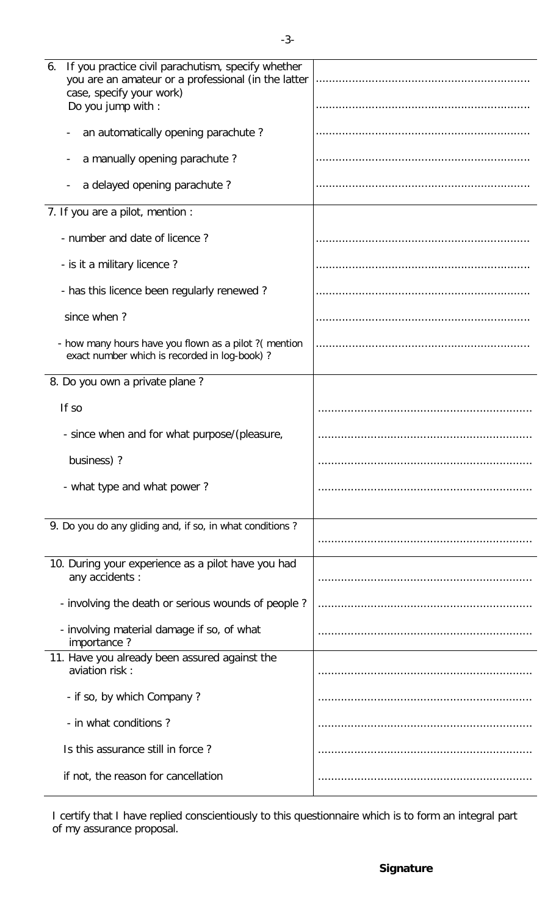| | |
|---|---|
| 6. If you practice civil parachutism, specify whether you are an amateur or a professional (in the latter case, specify your work) | ................................................................ |
| Do you jump with : | ................................................................ |
| - an automatically opening parachute ? | ................................................................ |
| - a manually opening parachute ? | ................................................................ |
| - a delayed opening parachute ? | ................................................................ |
| 7. If you are a pilot, mention : | |
| - number and date of licence ? | ................................................................ |
| - is it a military licence ? | ................................................................ |
| - has this licence been regularly renewed ? | ................................................................ |
| since when ? | ................................................................ |
| - how many hours have you flown as a pilot ?( mention exact number which is recorded in log-book) ? | ................................................................ |
| 8. Do you own a private plane ? | |
| If so | ................................................................ |
| - since when and for what purpose/(pleasure, | ................................................................ |
| business) ? | ................................................................ |
| - what type and what power ? | ................................................................ |
| 9. Do you do any gliding and, if so, in what conditions ? | ................................................................ |
| 10. During your experience as a pilot have you had any accidents : | ................................................................ |
| - involving the death or serious wounds of people ? | ................................................................ |
| - involving material damage if so, of what importance ? | ................................................................ |
| 11. Have you already been assured against the aviation risk : | ................................................................ |
| - if so, by which Company ? | ................................................................ |
| - in what conditions ? | ................................................................ |
| Is this assurance still in force ? | ................................................................ |
| if not, the reason for cancellation | ................................................................ |

I certify that I have replied conscientiously to this questionnaire which is to form an integral part of my assurance proposal.

**Signature**